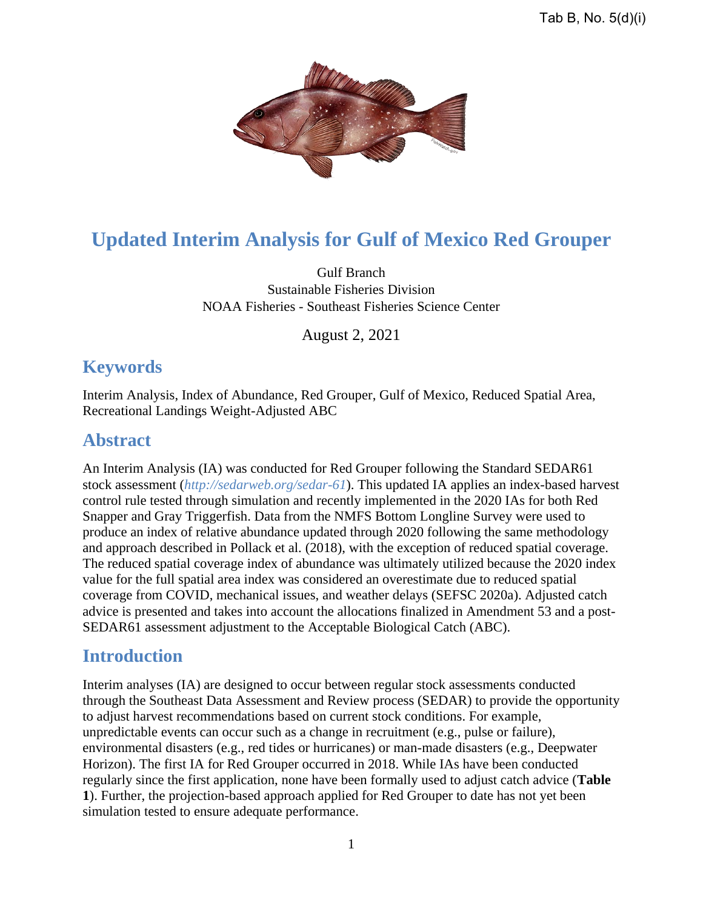Tab B, No. 5(d)(i)

# Updated Interim Analysis for Gulf of Mexico Red Grouper

Gulf Branch
Sustainable Fisheries Division
NOAA Fisheries - Southeast Fisheries Science Center

August 2, 2021

## Keywords

Interim Analysis, Index of Abundance, Red Grouper, Gulf of Mexico, Reduced Spatial Area, Recreational Landings Weight-Adjusted ABC

## Abstract

An Interim Analysis (IA) was conducted for Red Grouper following the Standard SEDAR61 stock assessment (*http://sedarweb.org/sedar-61*). This updated IA applies an index-based harvest control rule tested through simulation and recently implemented in the 2020 IAs for both Red Snapper and Gray Triggerfish. Data from the NMFS Bottom Longline Survey were used to produce an index of relative abundance updated through 2020 following the same methodology and approach described in Pollack et al. (2018), with the exception of reduced spatial coverage. The reduced spatial coverage index of abundance was ultimately utilized because the 2020 index value for the full spatial area index was considered an overestimate due to reduced spatial coverage from COVID, mechanical issues, and weather delays (SEFSC 2020a). Adjusted catch advice is presented and takes into account the allocations finalized in Amendment 53 and a post-SEDAR61 assessment adjustment to the Acceptable Biological Catch (ABC).

## Introduction

Interim analyses (IA) are designed to occur between regular stock assessments conducted through the Southeast Data Assessment and Review process (SEDAR) to provide the opportunity to adjust harvest recommendations based on current stock conditions. For example, unpredictable events can occur such as a change in recruitment (e.g., pulse or failure), environmental disasters (e.g., red tides or hurricanes) or man-made disasters (e.g., Deepwater Horizon). The first IA for Red Grouper occurred in 2018. While IAs have been conducted regularly since the first application, none have been formally used to adjust catch advice (**Table 1**). Further, the projection-based approach applied for Red Grouper to date has not yet been simulation tested to ensure adequate performance.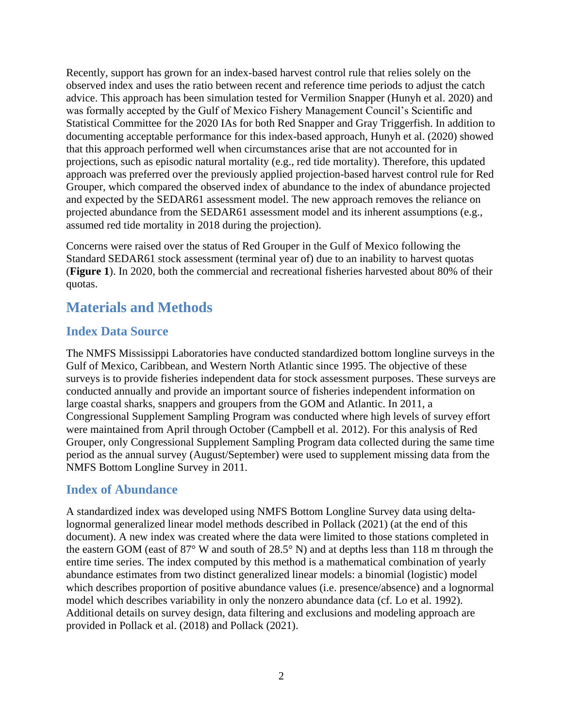Recently, support has grown for an index-based harvest control rule that relies solely on the observed index and uses the ratio between recent and reference time periods to adjust the catch advice. This approach has been simulation tested for Vermilion Snapper (Hunyh et al. 2020) and was formally accepted by the Gulf of Mexico Fishery Management Council's Scientific and Statistical Committee for the 2020 IAs for both Red Snapper and Gray Triggerfish. In addition to documenting acceptable performance for this index-based approach, Hunyh et al. (2020) showed that this approach performed well when circumstances arise that are not accounted for in projections, such as episodic natural mortality (e.g., red tide mortality). Therefore, this updated approach was preferred over the previously applied projection-based harvest control rule for Red Grouper, which compared the observed index of abundance to the index of abundance projected and expected by the SEDAR61 assessment model. The new approach removes the reliance on projected abundance from the SEDAR61 assessment model and its inherent assumptions (e.g., assumed red tide mortality in 2018 during the projection).

Concerns were raised over the status of Red Grouper in the Gulf of Mexico following the Standard SEDAR61 stock assessment (terminal year of) due to an inability to harvest quotas (**Figure 1**). In 2020, both the commercial and recreational fisheries harvested about 80% of their quotas.

## Materials and Methods

### Index Data Source

The NMFS Mississippi Laboratories have conducted standardized bottom longline surveys in the Gulf of Mexico, Caribbean, and Western North Atlantic since 1995. The objective of these surveys is to provide fisheries independent data for stock assessment purposes. These surveys are conducted annually and provide an important source of fisheries independent information on large coastal sharks, snappers and groupers from the GOM and Atlantic. In 2011, a Congressional Supplement Sampling Program was conducted where high levels of survey effort were maintained from April through October (Campbell et al. 2012). For this analysis of Red Grouper, only Congressional Supplement Sampling Program data collected during the same time period as the annual survey (August/September) were used to supplement missing data from the NMFS Bottom Longline Survey in 2011.

### Index of Abundance

A standardized index was developed using NMFS Bottom Longline Survey data using delta-lognormal generalized linear model methods described in Pollack (2021) (at the end of this document). A new index was created where the data were limited to those stations completed in the eastern GOM (east of 87° W and south of 28.5° N) and at depths less than 118 m through the entire time series. The index computed by this method is a mathematical combination of yearly abundance estimates from two distinct generalized linear models: a binomial (logistic) model which describes proportion of positive abundance values (i.e. presence/absence) and a lognormal model which describes variability in only the nonzero abundance data (cf. Lo et al. 1992). Additional details on survey design, data filtering and exclusions and modeling approach are provided in Pollack et al. (2018) and Pollack (2021).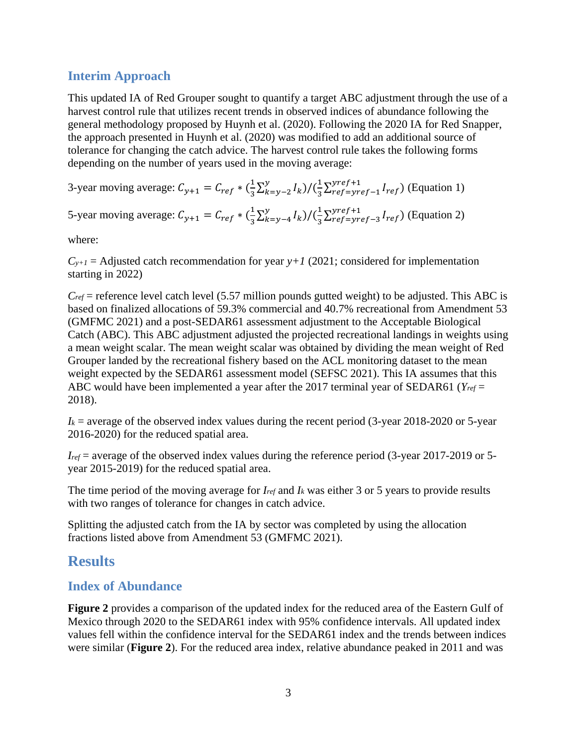## Interim Approach

This updated IA of Red Grouper sought to quantify a target ABC adjustment through the use of a harvest control rule that utilizes recent trends in observed indices of abundance following the general methodology proposed by Huynh et al. (2020). Following the 2020 IA for Red Snapper, the approach presented in Huynh et al. (2020) was modified to add an additional source of tolerance for changing the catch advice. The harvest control rule takes the following forms depending on the number of years used in the moving average:

3-year moving average: $C_{y+1} = C_{ref} * (\frac{1}{3}\sum_{k=y-2}^{y} I_k)/(\frac{1}{3}\sum_{ref=yref-1}^{yref+1} I_{ref})$ (Equation 1)

5-year moving average: $C_{y+1} = C_{ref} * (\frac{1}{3}\sum_{k=y-4}^{y} I_k)/(\frac{1}{3}\sum_{ref=yref-3}^{yref+1} I_{ref})$ (Equation 2)

where:

$C_{y+1}$ = Adjusted catch recommendation for year $y+1$ (2021; considered for implementation starting in 2022)

$C_{ref}$ = reference level catch level (5.57 million pounds gutted weight) to be adjusted. This ABC is based on finalized allocations of 59.3% commercial and 40.7% recreational from Amendment 53 (GMFMC 2021) and a post-SEDAR61 assessment adjustment to the Acceptable Biological Catch (ABC). This ABC adjustment adjusted the projected recreational landings in weights using a mean weight scalar. The mean weight scalar was obtained by dividing the mean weight of Red Grouper landed by the recreational fishery based on the ACL monitoring dataset to the mean weight expected by the SEDAR61 assessment model (SEFSC 2021). This IA assumes that this ABC would have been implemented a year after the 2017 terminal year of SEDAR61 ($Y_{ref}$ = 2018).

$I_k$ = average of the observed index values during the recent period (3-year 2018-2020 or 5-year 2016-2020) for the reduced spatial area.

$I_{ref}$ = average of the observed index values during the reference period (3-year 2017-2019 or 5-year 2015-2019) for the reduced spatial area.

The time period of the moving average for $I_{ref}$ and $I_k$ was either 3 or 5 years to provide results with two ranges of tolerance for changes in catch advice.

Splitting the adjusted catch from the IA by sector was completed by using the allocation fractions listed above from Amendment 53 (GMFMC 2021).

# Results

## Index of Abundance

**Figure 2** provides a comparison of the updated index for the reduced area of the Eastern Gulf of Mexico through 2020 to the SEDAR61 index with 95% confidence intervals. All updated index values fell within the confidence interval for the SEDAR61 index and the trends between indices were similar (**Figure 2**). For the reduced area index, relative abundance peaked in 2011 and was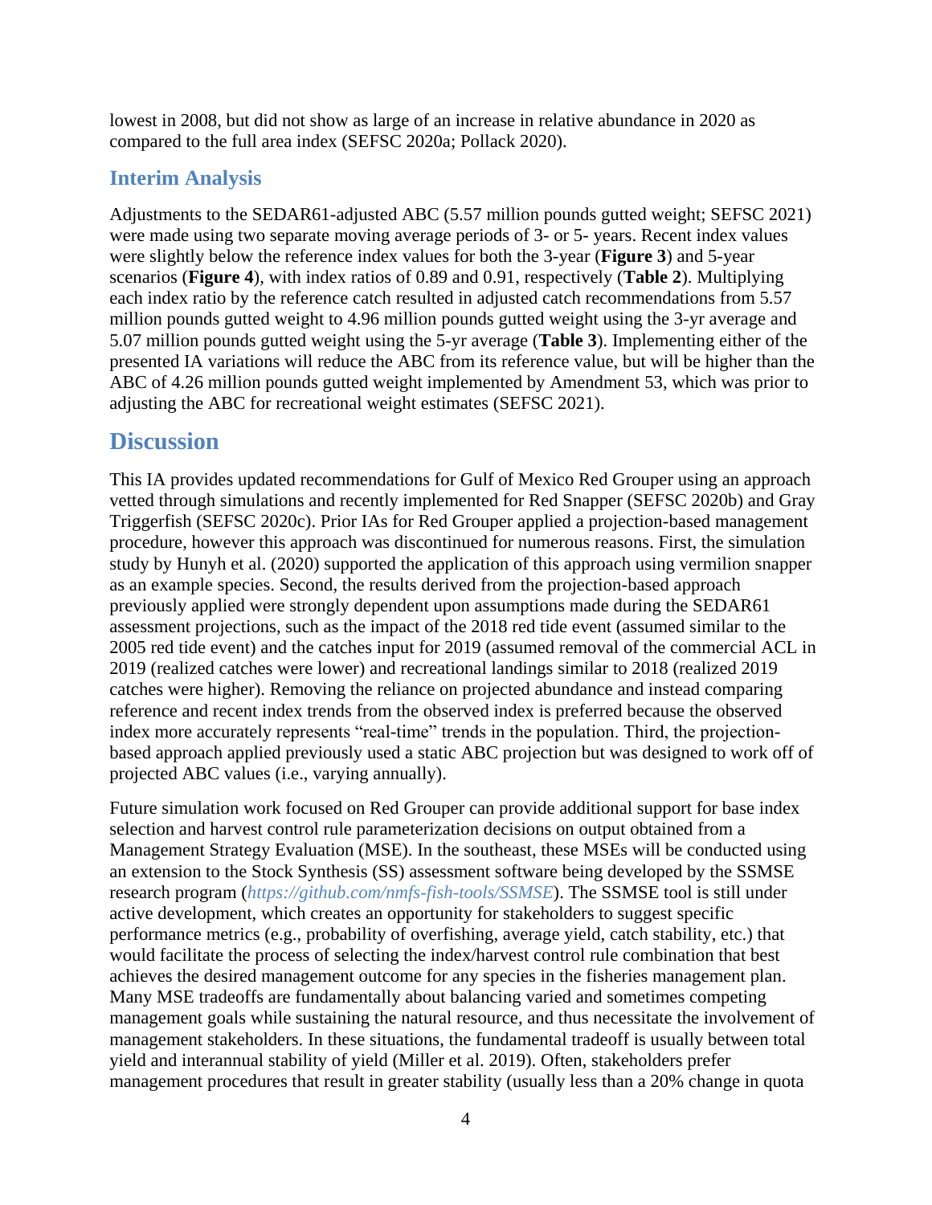lowest in 2008, but did not show as large of an increase in relative abundance in 2020 as compared to the full area index (SEFSC 2020a; Pollack 2020).

### Interim Analysis

Adjustments to the SEDAR61-adjusted ABC (5.57 million pounds gutted weight; SEFSC 2021) were made using two separate moving average periods of 3- or 5- years. Recent index values were slightly below the reference index values for both the 3-year (**Figure 3**) and 5-year scenarios (**Figure 4**), with index ratios of 0.89 and 0.91, respectively (**Table 2**). Multiplying each index ratio by the reference catch resulted in adjusted catch recommendations from 5.57 million pounds gutted weight to 4.96 million pounds gutted weight using the 3-yr average and 5.07 million pounds gutted weight using the 5-yr average (**Table 3**). Implementing either of the presented IA variations will reduce the ABC from its reference value, but will be higher than the ABC of 4.26 million pounds gutted weight implemented by Amendment 53, which was prior to adjusting the ABC for recreational weight estimates (SEFSC 2021).

## Discussion

This IA provides updated recommendations for Gulf of Mexico Red Grouper using an approach vetted through simulations and recently implemented for Red Snapper (SEFSC 2020b) and Gray Triggerfish (SEFSC 2020c). Prior IAs for Red Grouper applied a projection-based management procedure, however this approach was discontinued for numerous reasons. First, the simulation study by Hunyh et al. (2020) supported the application of this approach using vermilion snapper as an example species. Second, the results derived from the projection-based approach previously applied were strongly dependent upon assumptions made during the SEDAR61 assessment projections, such as the impact of the 2018 red tide event (assumed similar to the 2005 red tide event) and the catches input for 2019 (assumed removal of the commercial ACL in 2019 (realized catches were lower) and recreational landings similar to 2018 (realized 2019 catches were higher). Removing the reliance on projected abundance and instead comparing reference and recent index trends from the observed index is preferred because the observed index more accurately represents "real-time" trends in the population. Third, the projection-based approach applied previously used a static ABC projection but was designed to work off of projected ABC values (i.e., varying annually).

Future simulation work focused on Red Grouper can provide additional support for base index selection and harvest control rule parameterization decisions on output obtained from a Management Strategy Evaluation (MSE). In the southeast, these MSEs will be conducted using an extension to the Stock Synthesis (SS) assessment software being developed by the SSMSE research program (*https://github.com/nmfs-fish-tools/SSMSE*). The SSMSE tool is still under active development, which creates an opportunity for stakeholders to suggest specific performance metrics (e.g., probability of overfishing, average yield, catch stability, etc.) that would facilitate the process of selecting the index/harvest control rule combination that best achieves the desired management outcome for any species in the fisheries management plan. Many MSE tradeoffs are fundamentally about balancing varied and sometimes competing management goals while sustaining the natural resource, and thus necessitate the involvement of management stakeholders. In these situations, the fundamental tradeoff is usually between total yield and interannual stability of yield (Miller et al. 2019). Often, stakeholders prefer management procedures that result in greater stability (usually less than a 20% change in quota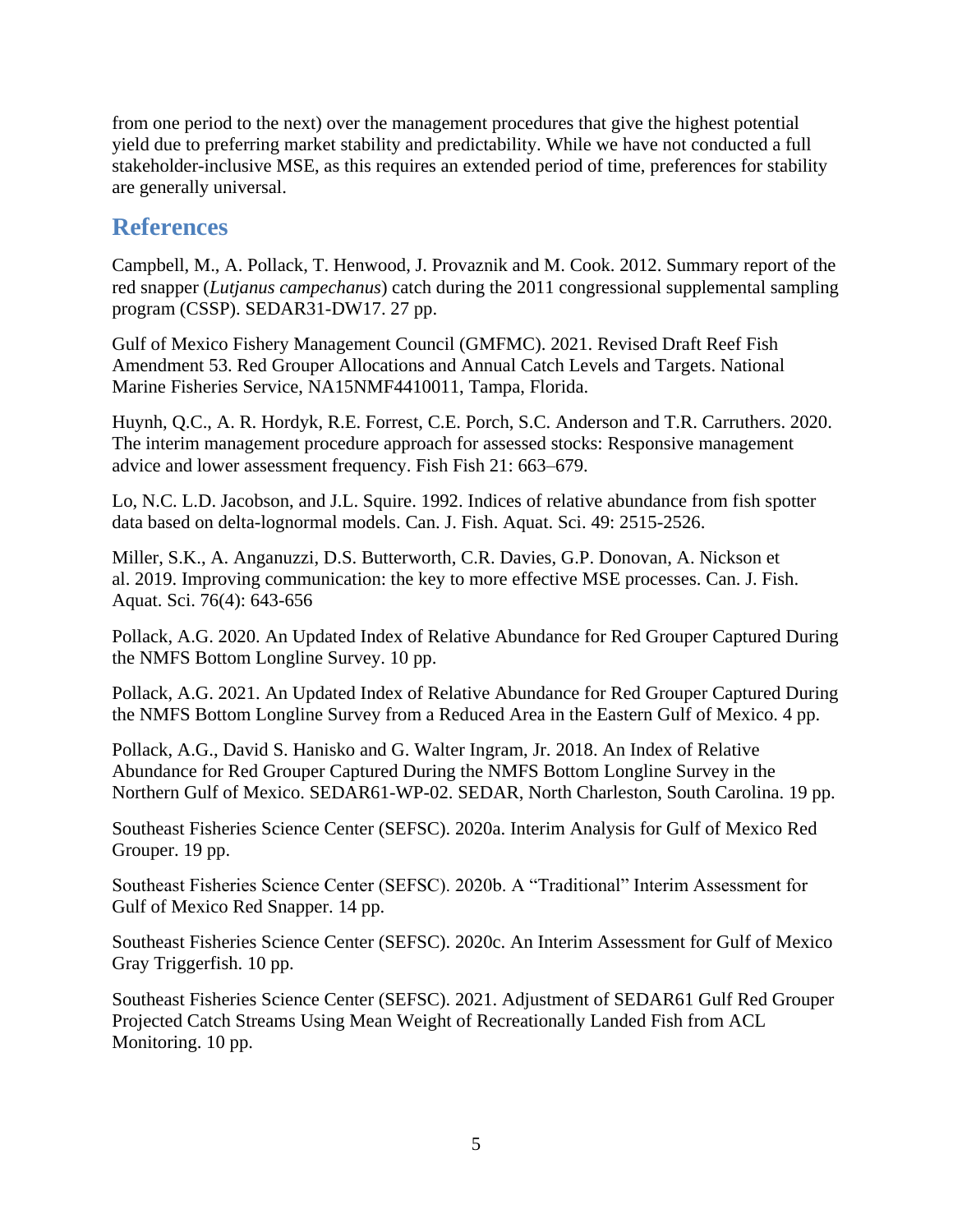from one period to the next) over the management procedures that give the highest potential yield due to preferring market stability and predictability. While we have not conducted a full stakeholder-inclusive MSE, as this requires an extended period of time, preferences for stability are generally universal.

## References

Campbell, M., A. Pollack, T. Henwood, J. Provaznik and M. Cook. 2012. Summary report of the red snapper (*Lutjanus campechanus*) catch during the 2011 congressional supplemental sampling program (CSSP). SEDAR31-DW17. 27 pp.

Gulf of Mexico Fishery Management Council (GMFMC). 2021. Revised Draft Reef Fish Amendment 53. Red Grouper Allocations and Annual Catch Levels and Targets. National Marine Fisheries Service, NA15NMF4410011, Tampa, Florida.

Huynh, Q.C., A. R. Hordyk, R.E. Forrest, C.E. Porch, S.C. Anderson and T.R. Carruthers. 2020. The interim management procedure approach for assessed stocks: Responsive management advice and lower assessment frequency. Fish Fish 21: 663–679.

Lo, N.C. L.D. Jacobson, and J.L. Squire. 1992. Indices of relative abundance from fish spotter data based on delta-lognormal models. Can. J. Fish. Aquat. Sci. 49: 2515-2526.

Miller, S.K., A. Anganuzzi, D.S. Butterworth, C.R. Davies, G.P. Donovan, A. Nickson et al. 2019. Improving communication: the key to more effective MSE processes. Can. J. Fish. Aquat. Sci. 76(4): 643-656

Pollack, A.G. 2020. An Updated Index of Relative Abundance for Red Grouper Captured During the NMFS Bottom Longline Survey. 10 pp.

Pollack, A.G. 2021. An Updated Index of Relative Abundance for Red Grouper Captured During the NMFS Bottom Longline Survey from a Reduced Area in the Eastern Gulf of Mexico. 4 pp.

Pollack, A.G., David S. Hanisko and G. Walter Ingram, Jr. 2018. An Index of Relative Abundance for Red Grouper Captured During the NMFS Bottom Longline Survey in the Northern Gulf of Mexico. SEDAR61-WP-02. SEDAR, North Charleston, South Carolina. 19 pp.

Southeast Fisheries Science Center (SEFSC). 2020a. Interim Analysis for Gulf of Mexico Red Grouper. 19 pp.

Southeast Fisheries Science Center (SEFSC). 2020b. A "Traditional" Interim Assessment for Gulf of Mexico Red Snapper. 14 pp.

Southeast Fisheries Science Center (SEFSC). 2020c. An Interim Assessment for Gulf of Mexico Gray Triggerfish. 10 pp.

Southeast Fisheries Science Center (SEFSC). 2021. Adjustment of SEDAR61 Gulf Red Grouper Projected Catch Streams Using Mean Weight of Recreationally Landed Fish from ACL Monitoring. 10 pp.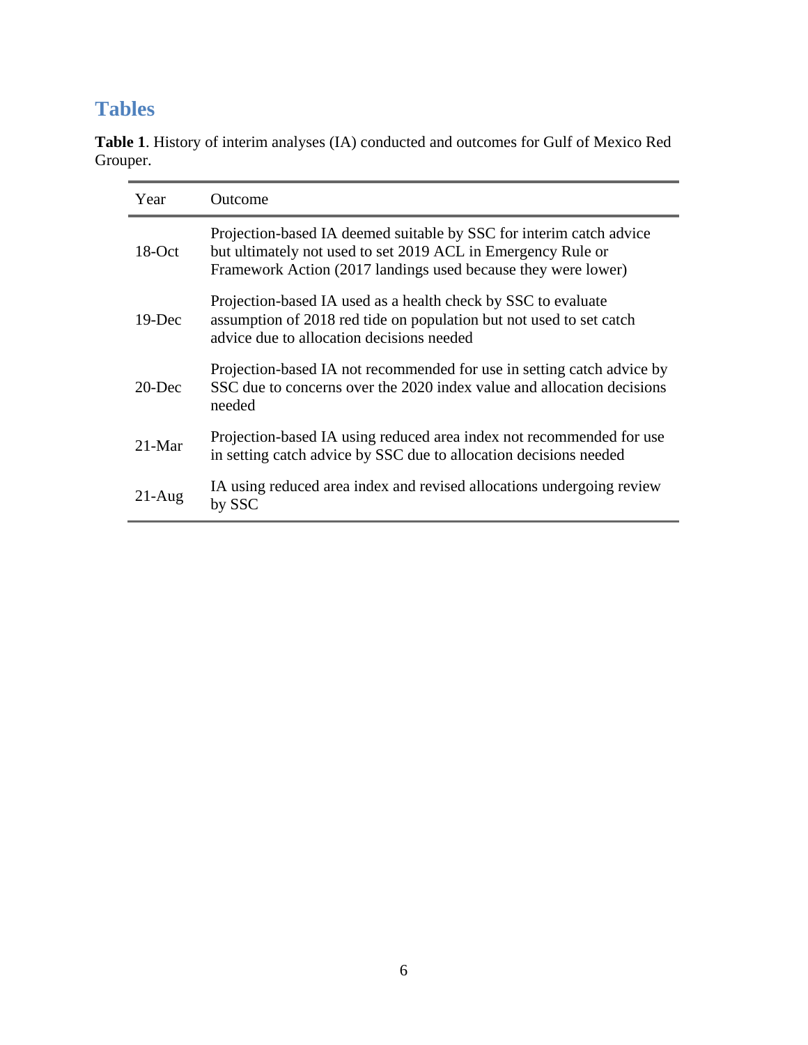# Tables

**Table 1**. History of interim analyses (IA) conducted and outcomes for Gulf of Mexico Red Grouper.

| Year | Outcome |
|---|---|
| 18-Oct | Projection-based IA deemed suitable by SSC for interim catch advice but ultimately not used to set 2019 ACL in Emergency Rule or Framework Action (2017 landings used because they were lower) |
| 19-Dec | Projection-based IA used as a health check by SSC to evaluate assumption of 2018 red tide on population but not used to set catch advice due to allocation decisions needed |
| 20-Dec | Projection-based IA not recommended for use in setting catch advice by SSC due to concerns over the 2020 index value and allocation decisions needed |
| 21-Mar | Projection-based IA using reduced area index not recommended for use in setting catch advice by SSC due to allocation decisions needed |
| 21-Aug | IA using reduced area index and revised allocations undergoing review by SSC |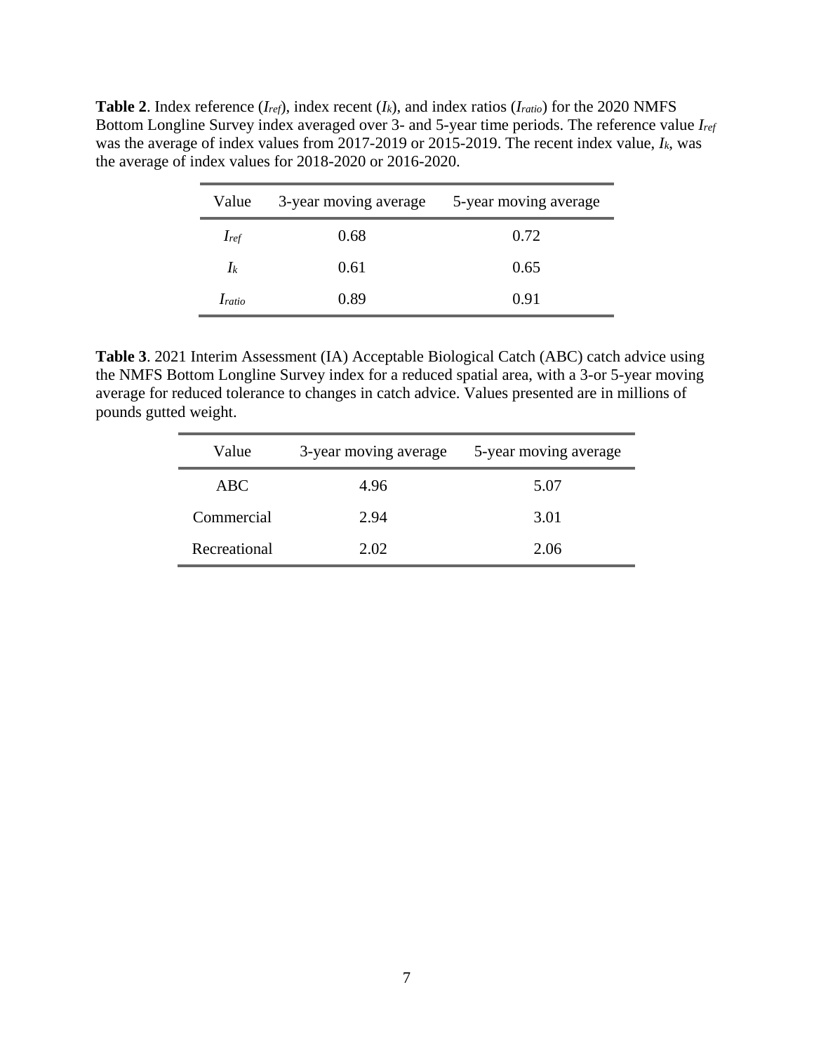**Table 2**. Index reference ($I_{ref}$), index recent ($I_k$), and index ratios ($I_{ratio}$) for the 2020 NMFS Bottom Longline Survey index averaged over 3- and 5-year time periods. The reference value $I_{ref}$ was the average of index values from 2017-2019 or 2015-2019. The recent index value, $I_k$, was the average of index values for 2018-2020 or 2016-2020.

| Value | 3-year moving average | 5-year moving average |
|---|---|---|
| $I_{ref}$ | 0.68 | 0.72 |
| $I_k$ | 0.61 | 0.65 |
| $I_{ratio}$ | 0.89 | 0.91 |

**Table 3**. 2021 Interim Assessment (IA) Acceptable Biological Catch (ABC) catch advice using the NMFS Bottom Longline Survey index for a reduced spatial area, with a 3-or 5-year moving average for reduced tolerance to changes in catch advice. Values presented are in millions of pounds gutted weight.

| Value | 3-year moving average | 5-year moving average |
|---|---|---|
| ABC | 4.96 | 5.07 |
| Commercial | 2.94 | 3.01 |
| Recreational | 2.02 | 2.06 |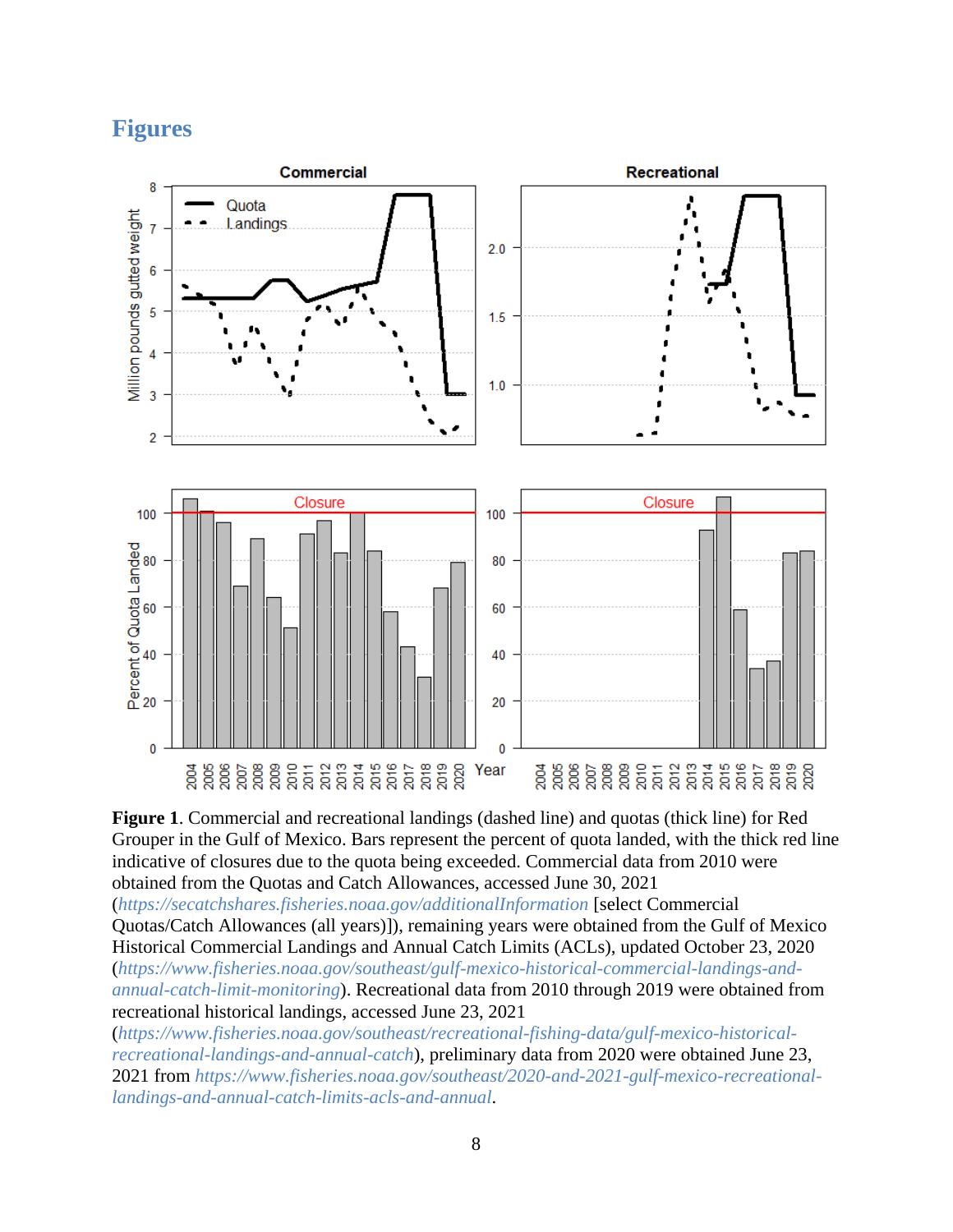# Figures

**Figure 1**. Commercial and recreational landings (dashed line) and quotas (thick line) for Red Grouper in the Gulf of Mexico. Bars represent the percent of quota landed, with the thick red line indicative of closures due to the quota being exceeded. Commercial data from 2010 were obtained from the Quotas and Catch Allowances, accessed June 30, 2021 (*https://secatchshares.fisheries.noaa.gov/additionalInformation* [select Commercial Quotas/Catch Allowances (all years)]), remaining years were obtained from the Gulf of Mexico Historical Commercial Landings and Annual Catch Limits (ACLs), updated October 23, 2020 (*https://www.fisheries.noaa.gov/southeast/gulf-mexico-historical-commercial-landings-and-annual-catch-limit-monitoring*). Recreational data from 2010 through 2019 were obtained from recreational historical landings, accessed June 23, 2021 (*https://www.fisheries.noaa.gov/southeast/recreational-fishing-data/gulf-mexico-historical-recreational-landings-and-annual-catch*), preliminary data from 2020 were obtained June 23, 2021 from *https://www.fisheries.noaa.gov/southeast/2020-and-2021-gulf-mexico-recreational-landings-and-annual-catch-limits-acls-and-annual*.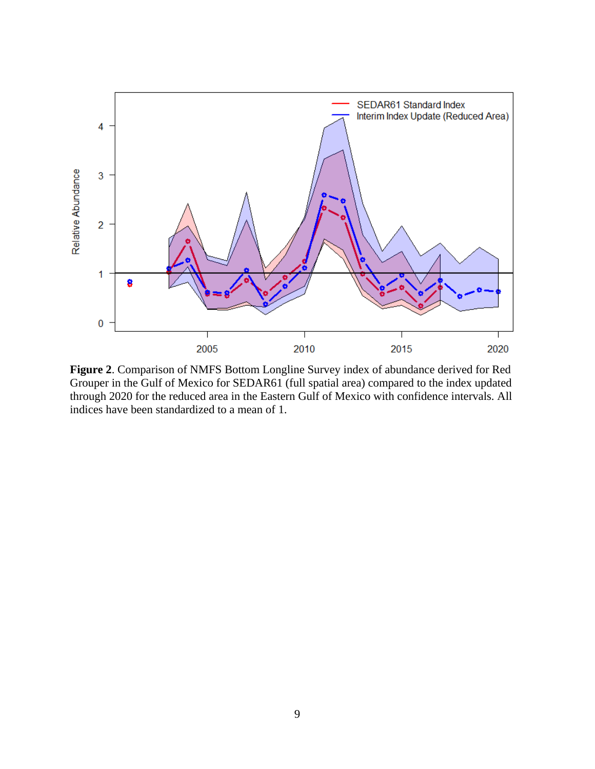**Figure 2**. Comparison of NMFS Bottom Longline Survey index of abundance derived for Red Grouper in the Gulf of Mexico for SEDAR61 (full spatial area) compared to the index updated through 2020 for the reduced area in the Eastern Gulf of Mexico with confidence intervals. All indices have been standardized to a mean of 1.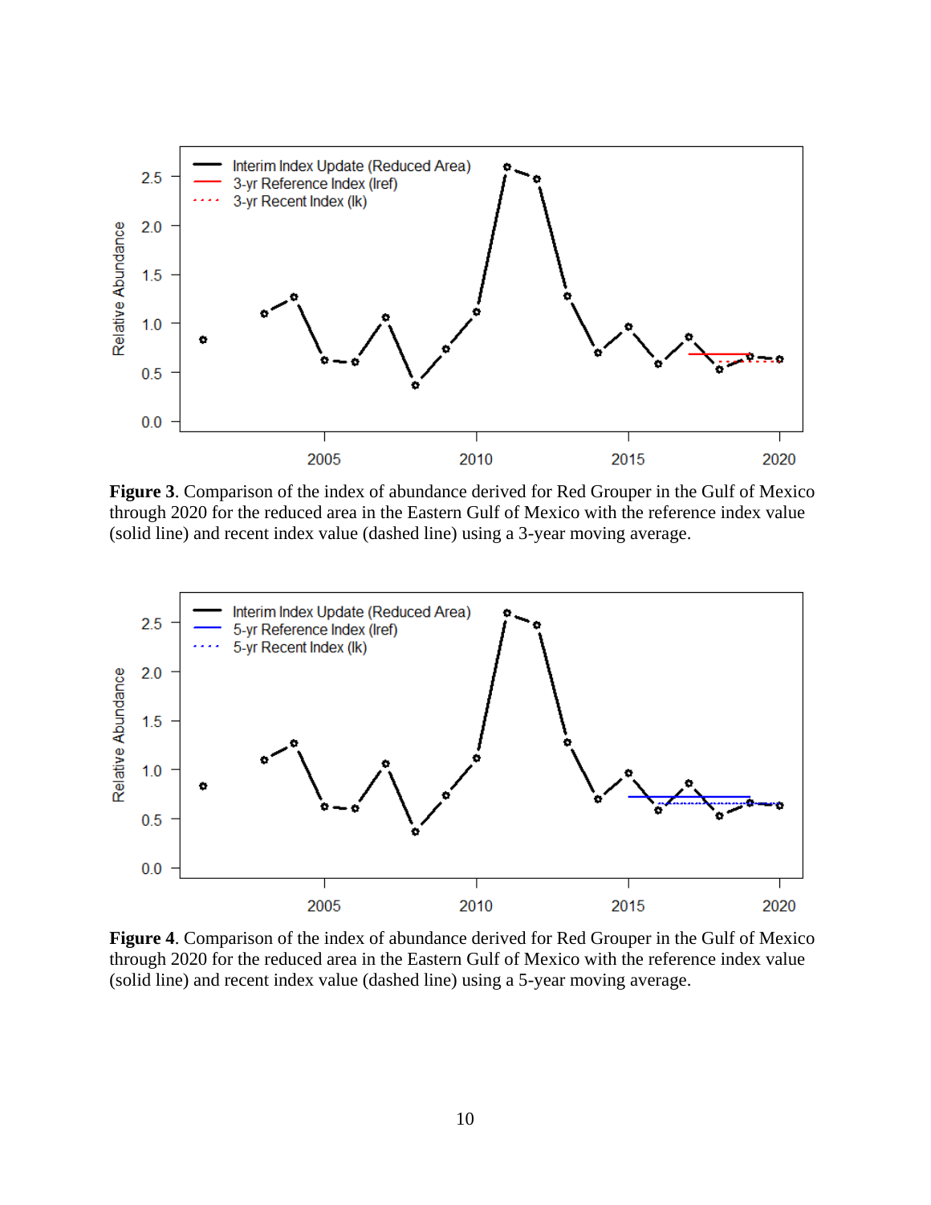**Figure 3**. Comparison of the index of abundance derived for Red Grouper in the Gulf of Mexico through 2020 for the reduced area in the Eastern Gulf of Mexico with the reference index value (solid line) and recent index value (dashed line) using a 3-year moving average.

**Figure 4**. Comparison of the index of abundance derived for Red Grouper in the Gulf of Mexico through 2020 for the reduced area in the Eastern Gulf of Mexico with the reference index value (solid line) and recent index value (dashed line) using a 5-year moving average.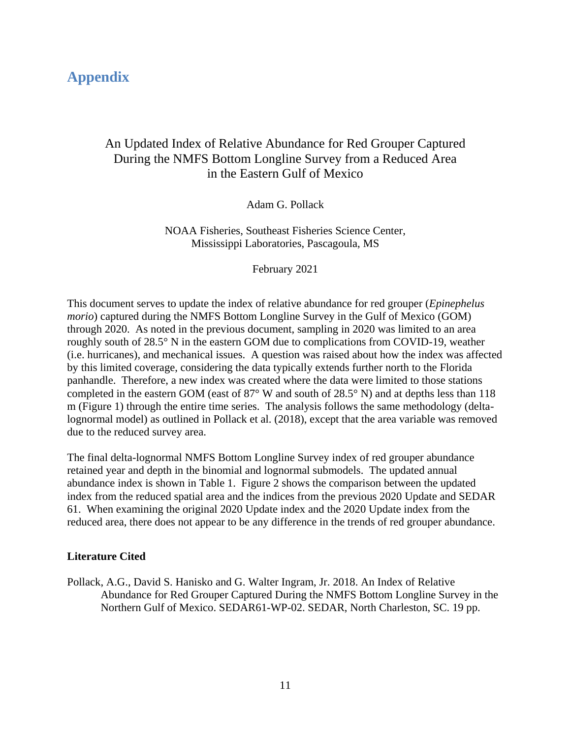# Appendix

## An Updated Index of Relative Abundance for Red Grouper Captured During the NMFS Bottom Longline Survey from a Reduced Area in the Eastern Gulf of Mexico

Adam G. Pollack

NOAA Fisheries, Southeast Fisheries Science Center,
Mississippi Laboratories, Pascagoula, MS

February 2021

This document serves to update the index of relative abundance for red grouper (*Epinephelus morio*) captured during the NMFS Bottom Longline Survey in the Gulf of Mexico (GOM) through 2020. As noted in the previous document, sampling in 2020 was limited to an area roughly south of 28.5° N in the eastern GOM due to complications from COVID-19, weather (i.e. hurricanes), and mechanical issues. A question was raised about how the index was affected by this limited coverage, considering the data typically extends further north to the Florida panhandle. Therefore, a new index was created where the data were limited to those stations completed in the eastern GOM (east of 87° W and south of 28.5° N) and at depths less than 118 m (Figure 1) through the entire time series. The analysis follows the same methodology (delta-lognormal model) as outlined in Pollack et al. (2018), except that the area variable was removed due to the reduced survey area.

The final delta-lognormal NMFS Bottom Longline Survey index of red grouper abundance retained year and depth in the binomial and lognormal submodels. The updated annual abundance index is shown in Table 1. Figure 2 shows the comparison between the updated index from the reduced spatial area and the indices from the previous 2020 Update and SEDAR 61. When examining the original 2020 Update index and the 2020 Update index from the reduced area, there does not appear to be any difference in the trends of red grouper abundance.

### Literature Cited

Pollack, A.G., David S. Hanisko and G. Walter Ingram, Jr. 2018. An Index of Relative Abundance for Red Grouper Captured During the NMFS Bottom Longline Survey in the Northern Gulf of Mexico. SEDAR61-WP-02. SEDAR, North Charleston, SC. 19 pp.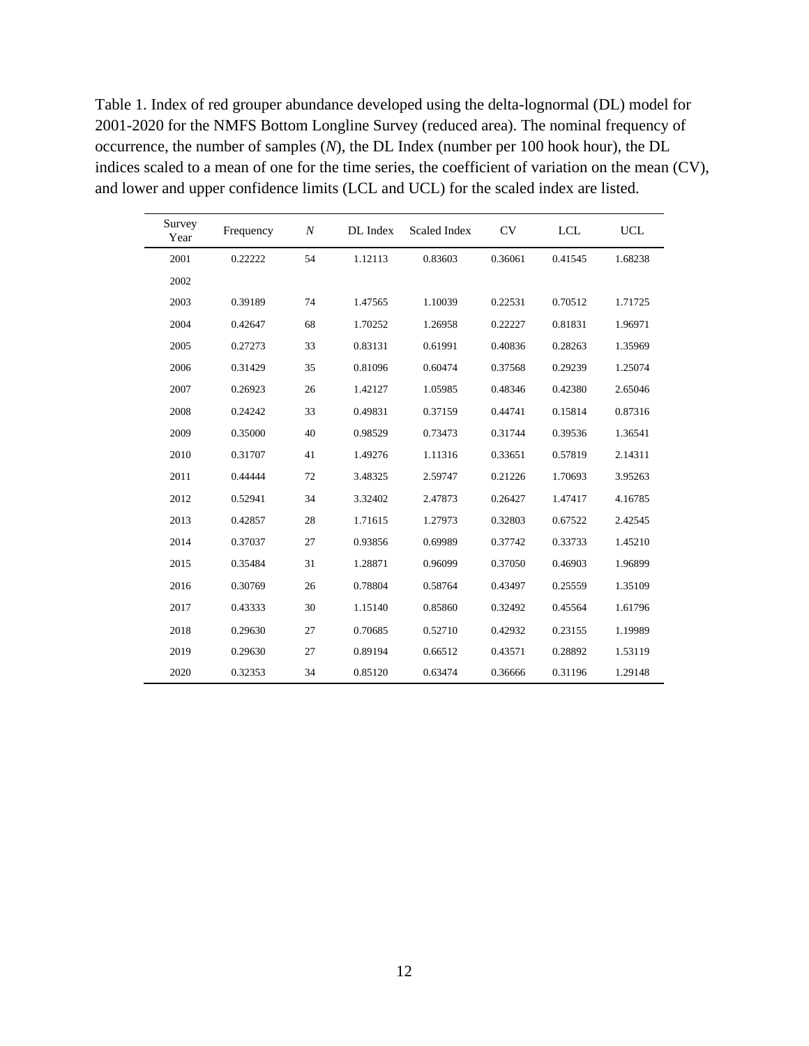Table 1. Index of red grouper abundance developed using the delta-lognormal (DL) model for 2001-2020 for the NMFS Bottom Longline Survey (reduced area). The nominal frequency of occurrence, the number of samples (*N*), the DL Index (number per 100 hook hour), the DL indices scaled to a mean of one for the time series, the coefficient of variation on the mean (CV), and lower and upper confidence limits (LCL and UCL) for the scaled index are listed.

| Survey Year | Frequency | *N* | DL Index | Scaled Index | CV | LCL | UCL |
|---|---|---|---|---|---|---|---|
| 2001 | 0.22222 | 54 | 1.12113 | 0.83603 | 0.36061 | 0.41545 | 1.68238 |
| 2002 | | | | | | | |
| 2003 | 0.39189 | 74 | 1.47565 | 1.10039 | 0.22531 | 0.70512 | 1.71725 |
| 2004 | 0.42647 | 68 | 1.70252 | 1.26958 | 0.22227 | 0.81831 | 1.96971 |
| 2005 | 0.27273 | 33 | 0.83131 | 0.61991 | 0.40836 | 0.28263 | 1.35969 |
| 2006 | 0.31429 | 35 | 0.81096 | 0.60474 | 0.37568 | 0.29239 | 1.25074 |
| 2007 | 0.26923 | 26 | 1.42127 | 1.05985 | 0.48346 | 0.42380 | 2.65046 |
| 2008 | 0.24242 | 33 | 0.49831 | 0.37159 | 0.44741 | 0.15814 | 0.87316 |
| 2009 | 0.35000 | 40 | 0.98529 | 0.73473 | 0.31744 | 0.39536 | 1.36541 |
| 2010 | 0.31707 | 41 | 1.49276 | 1.11316 | 0.33651 | 0.57819 | 2.14311 |
| 2011 | 0.44444 | 72 | 3.48325 | 2.59747 | 0.21226 | 1.70693 | 3.95263 |
| 2012 | 0.52941 | 34 | 3.32402 | 2.47873 | 0.26427 | 1.47417 | 4.16785 |
| 2013 | 0.42857 | 28 | 1.71615 | 1.27973 | 0.32803 | 0.67522 | 2.42545 |
| 2014 | 0.37037 | 27 | 0.93856 | 0.69989 | 0.37742 | 0.33733 | 1.45210 |
| 2015 | 0.35484 | 31 | 1.28871 | 0.96099 | 0.37050 | 0.46903 | 1.96899 |
| 2016 | 0.30769 | 26 | 0.78804 | 0.58764 | 0.43497 | 0.25559 | 1.35109 |
| 2017 | 0.43333 | 30 | 1.15140 | 0.85860 | 0.32492 | 0.45564 | 1.61796 |
| 2018 | 0.29630 | 27 | 0.70685 | 0.52710 | 0.42932 | 0.23155 | 1.19989 |
| 2019 | 0.29630 | 27 | 0.89194 | 0.66512 | 0.43571 | 0.28892 | 1.53119 |
| 2020 | 0.32353 | 34 | 0.85120 | 0.63474 | 0.36666 | 0.31196 | 1.29148 |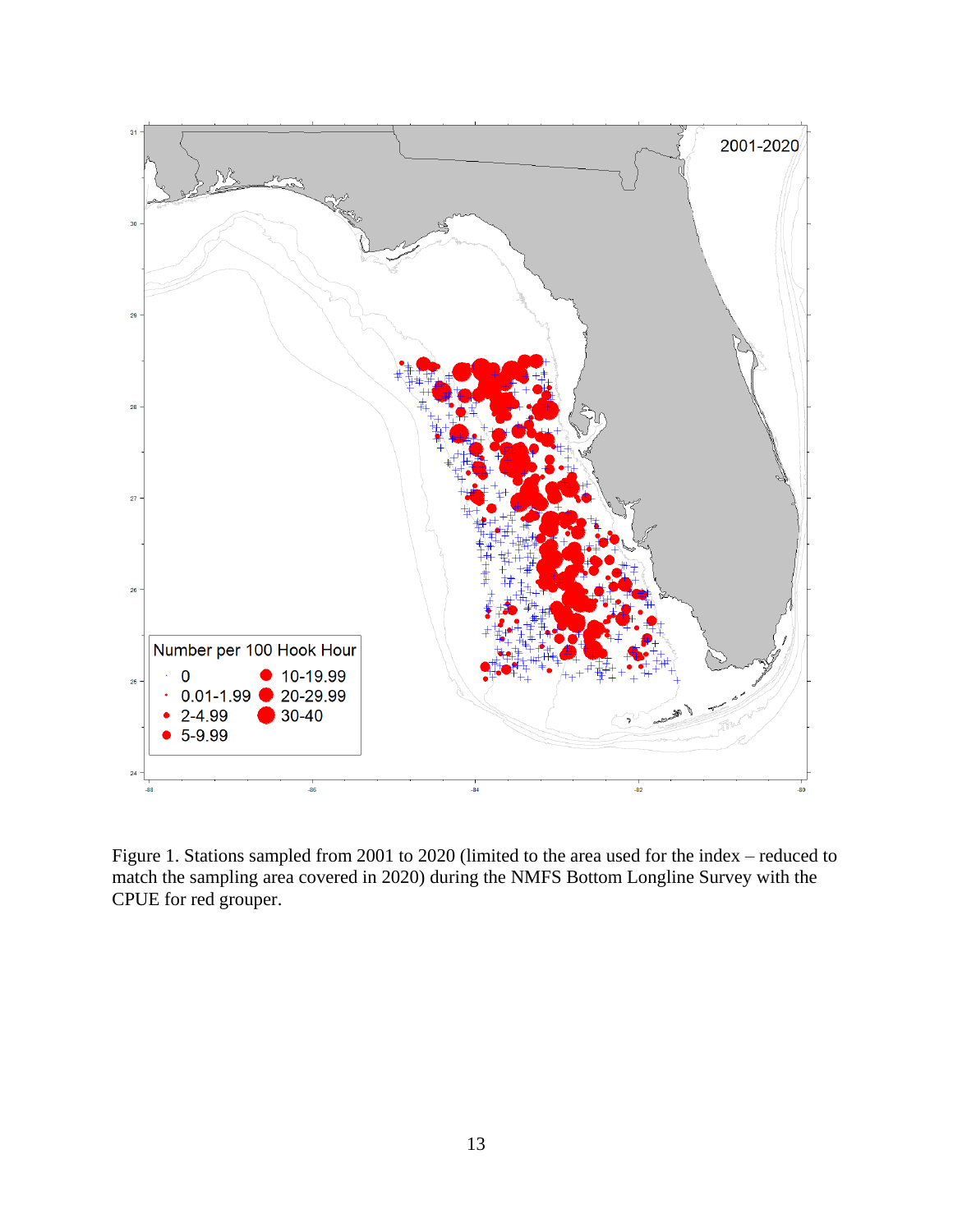Figure 1. Stations sampled from 2001 to 2020 (limited to the area used for the index – reduced to match the sampling area covered in 2020) during the NMFS Bottom Longline Survey with the CPUE for red grouper.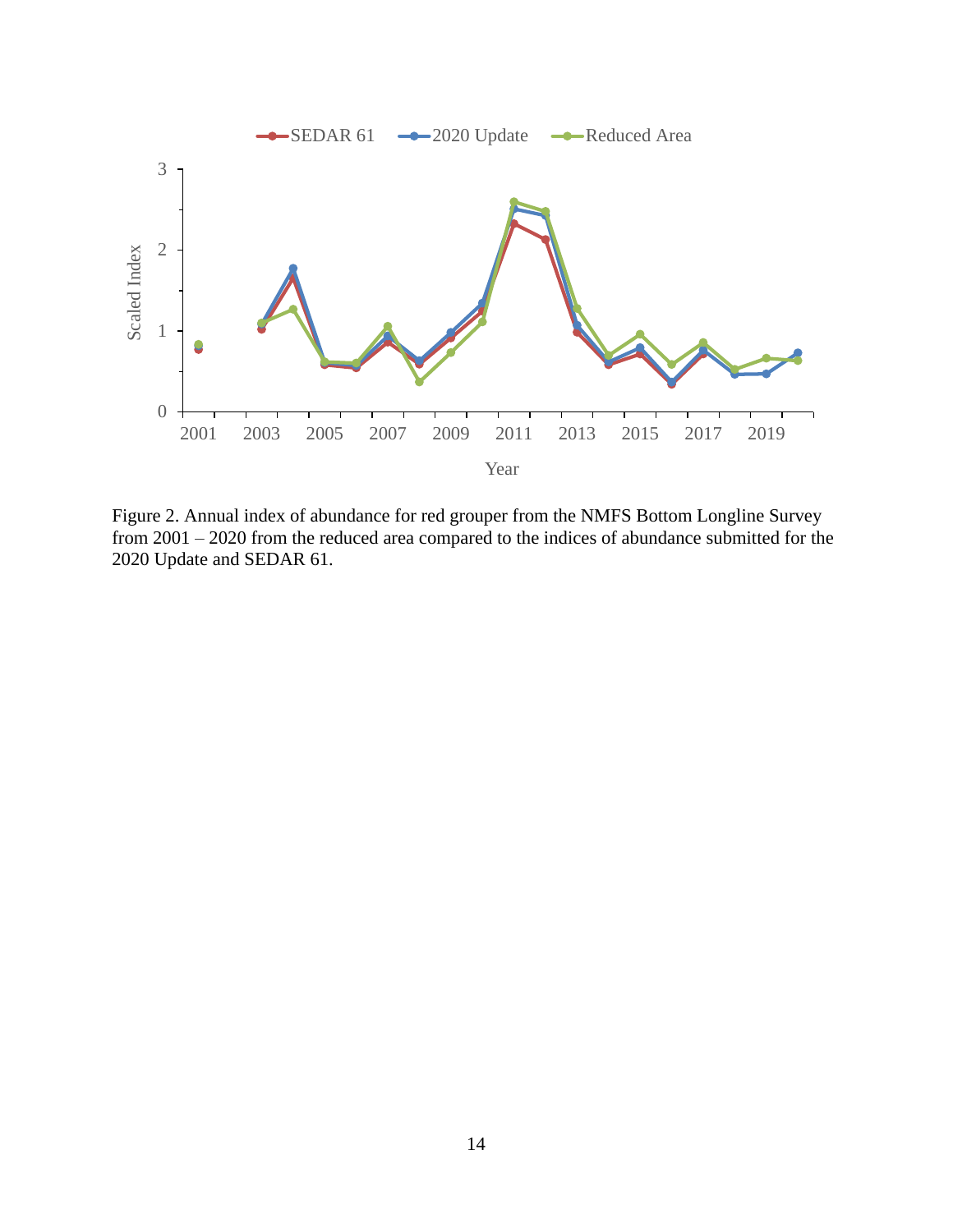SEDAR 61
2020 Update
Reduced Area

3
2
1
0

Scaled Index

2001
2003
2005
2007
2009
2011
2013
2015
2017
2019

Year

Figure 2. Annual index of abundance for red grouper from the NMFS Bottom Longline Survey from 2001 – 2020 from the reduced area compared to the indices of abundance submitted for the 2020 Update and SEDAR 61.